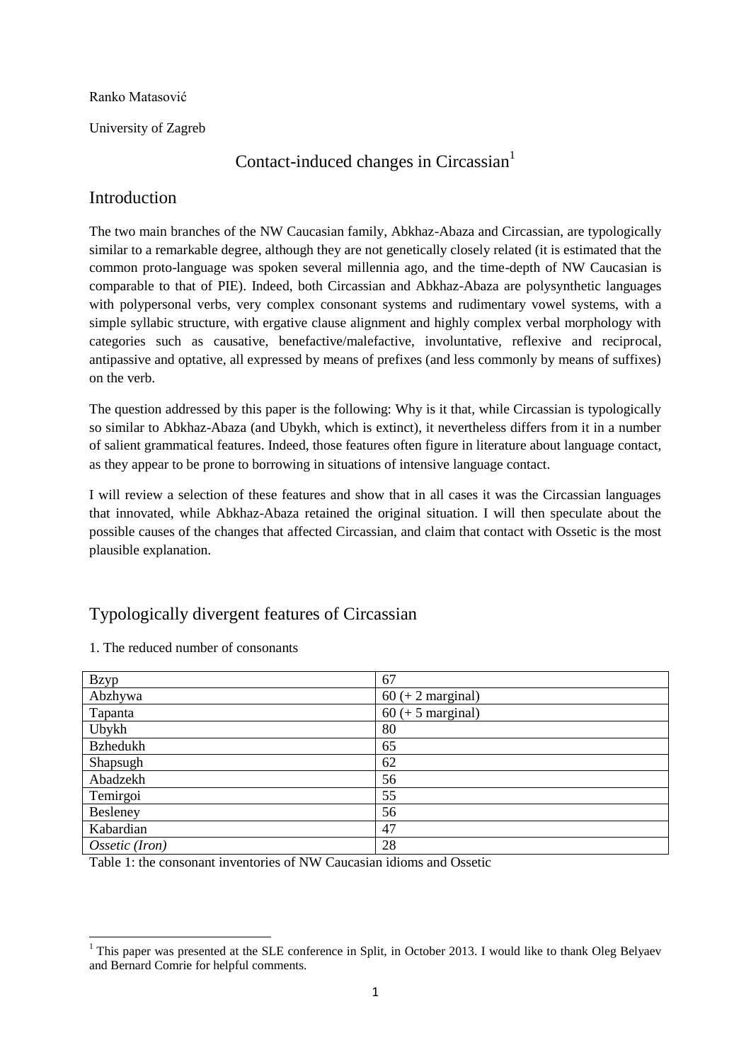Ranko Matasović

University of Zagreb

# Contact-induced changes in Circassian[1]

## Introduction

The two main branches of the NW Caucasian family, Abkhaz-Abaza and Circassian, are typologically similar to a remarkable degree, although they are not genetically closely related (it is estimated that the common proto-language was spoken several millennia ago, and the time-depth of NW Caucasian is comparable to that of PIE). Indeed, both Circassian and Abkhaz-Abaza are polysynthetic languages with polypersonal verbs, very complex consonant systems and rudimentary vowel systems, with a simple syllabic structure, with ergative clause alignment and highly complex verbal morphology with categories such as causative, benefactive/malefactive, involuntative, reflexive and reciprocal, antipassive and optative, all expressed by means of prefixes (and less commonly by means of suffixes) on the verb.

The question addressed by this paper is the following: Why is it that, while Circassian is typologically so similar to Abkhaz-Abaza (and Ubykh, which is extinct), it nevertheless differs from it in a number of salient grammatical features. Indeed, those features often figure in literature about language contact, as they appear to be prone to borrowing in situations of intensive language contact.

I will review a selection of these features and show that in all cases it was the Circassian languages that innovated, while Abkhaz-Abaza retained the original situation. I will then speculate about the possible causes of the changes that affected Circassian, and claim that contact with Ossetic is the most plausible explanation.

## Typologically divergent features of Circassian

1. The reduced number of consonants

| | |
|---|---|
| Bzyp | 67 |
| Abzhywa | 60 (+ 2 marginal) |
| Tapanta | 60 (+ 5 marginal) |
| Ubykh | 80 |
| Bzhedukh | 65 |
| Shapsugh | 62 |
| Abadzekh | 56 |
| Temirgoi | 55 |
| Besleney | 56 |
| Kabardian | 47 |
| *Ossetic (Iron)* | 28 |

Table 1: the consonant inventories of NW Caucasian idioms and Ossetic

[1] This paper was presented at the SLE conference in Split, in October 2013. I would like to thank Oleg Belyaev and Bernard Comrie for helpful comments.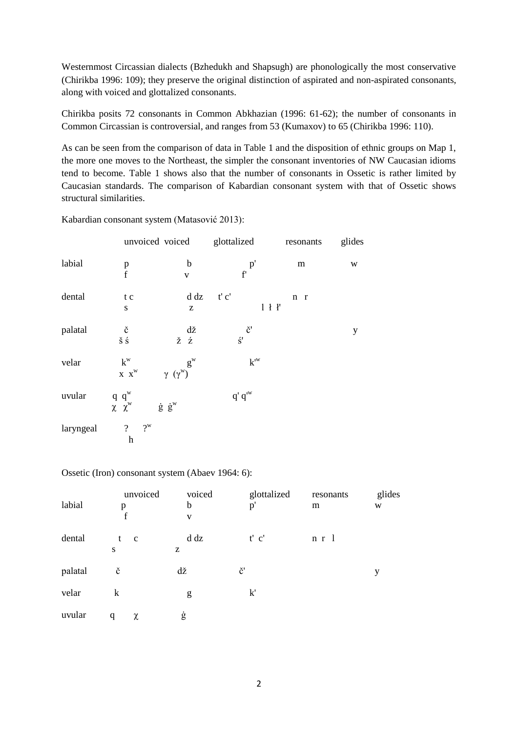Westernmost Circassian dialects (Bzhedukh and Shapsugh) are phonologically the most conservative (Chirikba 1996: 109); they preserve the original distinction of aspirated and non-aspirated consonants, along with voiced and glottalized consonants.

Chirikba posits 72 consonants in Common Abkhazian (1996: 61-62); the number of consonants in Common Circassian is controversial, and ranges from 53 (Kumaxov) to 65 (Chirikba 1996: 110).

As can be seen from the comparison of data in Table 1 and the disposition of ethnic groups on Map 1, the more one moves to the Northeast, the simpler the consonant inventories of NW Caucasian idioms tend to become. Table 1 shows also that the number of consonants in Ossetic is rather limited by Caucasian standards. The comparison of Kabardian consonant system with that of Ossetic shows structural similarities.

Kabardian consonant system (Matasović 2013):

| | unvoiced | voiced | glottalized | resonants | glides |
|---|---|---|---|---|---|
| labial | p<br>f | b<br>v | p'<br>f' | m | w |
| dental | t c<br>s | d dz<br>z | t' c' | n r<br>l ł ł' | |
| palatal | č<br>š ś | dž<br>ž ź | č'<br>ś' | | y |
| velar | $k^w$<br>x $x^w$ | $g^w$<br>γ ($γ^w$) | $k'^w$ | | |
| uvular | q $q^w$<br>χ $χ^w$ | ġ $ġ^w$ | q' $q'^w$ | | |
| laryngeal | ? $?^w$<br>h | | | | |

Ossetic (Iron) consonant system (Abaev 1964: 6):

| | unvoiced | voiced | glottalized | resonants | glides |
|---|---|---|---|---|---|
| labial | p<br>f | b<br>v | p' | m | w |
| dental | t c<br>s | d dz<br>z | t' c' | n r l | |
| palatal | č | dž | č' | | y |
| velar | k | g | k' | | |
| uvular | q χ | ġ | | | |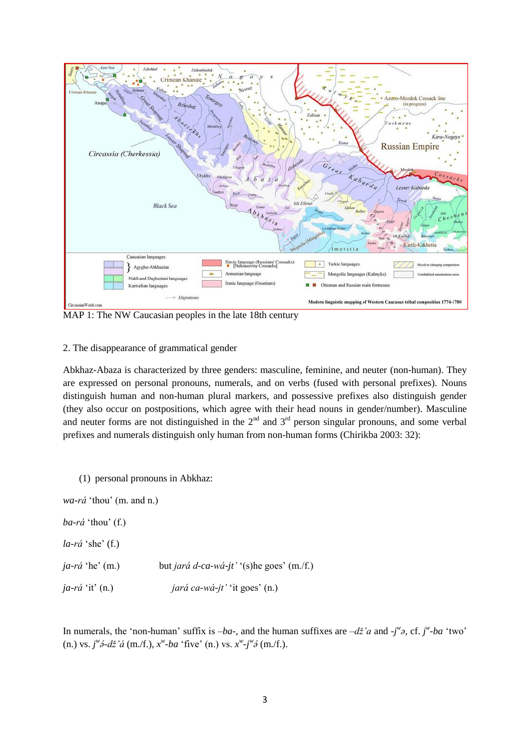MAP 1: The NW Caucasian peoples in the late 18th century

2. The disappearance of grammatical gender

Abkhaz-Abaza is characterized by three genders: masculine, feminine, and neuter (non-human). They are expressed on personal pronouns, numerals, and on verbs (fused with personal prefixes). Nouns distinguish human and non-human plural markers, and possessive prefixes also distinguish gender (they also occur on postpositions, which agree with their head nouns in gender/number). Masculine and neuter forms are not distinguished in the 2nd and 3rd person singular pronouns, and some verbal prefixes and numerals distinguish only human from non-human forms (Chirikba 2003: 32):

(1) personal pronouns in Abkhaz:

*wa-rá* 'thou' (m. and n.)

*ba-rá* 'thou' (f.)

*la-rá* 'she' (f.)

*ja-rá* 'he' (m.)  but *jará d-ca-wá-jt'* '(s)he goes' (m./f.)

*ja-rá* 'it' (n.)  *jará ca-wá-jt'* 'it goes' (n.)

In numerals, the 'non-human' suffix is *–ba-*, and the human suffixes are *–dž'a* and *-j*ʷ*ə*, cf. *j*ʷ*-ba* 'two' (n.) vs. *j*ʷ*ə́-dž'á* (m./f.), *x*ʷ*-ba* 'five' (n.) vs. *x*ʷ*-j*ʷ*ə́* (m./f.).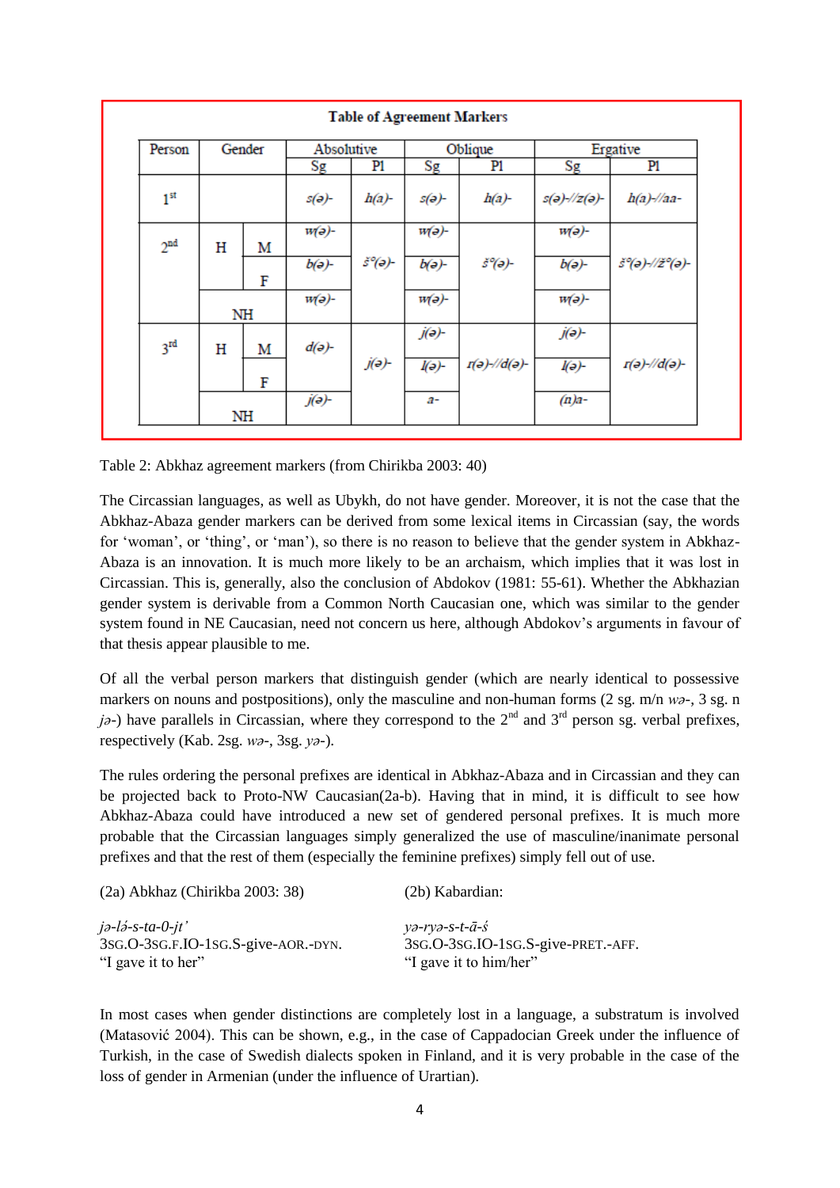**Table of Agreement Markers**

| Person | Gender | | Absolutive Sg | Absolutive Pl | Oblique Sg | Oblique Pl | Ergative Sg | Ergative Pl |
|---|---|---|---|---|---|---|---|---|
| 1st | | | s(ə)- | h(a)- | s(ə)- | h(a)- | s(ə)-//z(ə)- | h(a)-//aa- |
| 2nd | H | M | w(ə)- | š°(ə)- | w(ə)- | š°(ə)- | w(ə)- | š°(ə)-//ž°(ə)- |
| | | F | b(ə)- | | b(ə)- | | b(ə)- | |
| | NH | | w(ə)- | | w(ə)- | | w(ə)- | |
| 3rd | H | M | d(ə)- | j(ə)- | j(ə)- | r(ə)-//d(ə)- | j(ə)- | r(ə)-//d(ə)- |
| | | F | | | l(ə)- | | l(ə)- | |
| | NH | | j(ə)- | | a- | | (n)a- | |

Table 2: Abkhaz agreement markers (from Chirikba 2003: 40)

The Circassian languages, as well as Ubykh, do not have gender. Moreover, it is not the case that the Abkhaz-Abaza gender markers can be derived from some lexical items in Circassian (say, the words for 'woman', or 'thing', or 'man'), so there is no reason to believe that the gender system in Abkhaz-Abaza is an innovation. It is much more likely to be an archaism, which implies that it was lost in Circassian. This is, generally, also the conclusion of Abdokov (1981: 55-61). Whether the Abkhazian gender system is derivable from a Common North Caucasian one, which was similar to the gender system found in NE Caucasian, need not concern us here, although Abdokov's arguments in favour of that thesis appear plausible to me.

Of all the verbal person markers that distinguish gender (which are nearly identical to possessive markers on nouns and postpositions), only the masculine and non-human forms (2 sg. m/n *wə*-, 3 sg. n *jə*-) have parallels in Circassian, where they correspond to the 2nd and 3rd person sg. verbal prefixes, respectively (Kab. 2sg. *wə*-, 3sg. *yə*-).

The rules ordering the personal prefixes are identical in Abkhaz-Abaza and in Circassian and they can be projected back to Proto-NW Caucasian(2a-b). Having that in mind, it is difficult to see how Abkhaz-Abaza could have introduced a new set of gendered personal prefixes. It is much more probable that the Circassian languages simply generalized the use of masculine/inanimate personal prefixes and that the rest of them (especially the feminine prefixes) simply fell out of use.

(2a) Abkhaz (Chirikba 2003: 38)

*jə-lə́-s-ta-0-jt'*
3SG.O-3SG.F.IO-1SG.S-give-AOR.-DYN.
"I gave it to her"

(2b) Kabardian:

*yə-ryə-s-t-ā-ś*
3SG.O-3SG.IO-1SG.S-give-PRET.-AFF.
"I gave it to him/her"

In most cases when gender distinctions are completely lost in a language, a substratum is involved (Matasović 2004). This can be shown, e.g., in the case of Cappadocian Greek under the influence of Turkish, in the case of Swedish dialects spoken in Finland, and it is very probable in the case of the loss of gender in Armenian (under the influence of Urartian).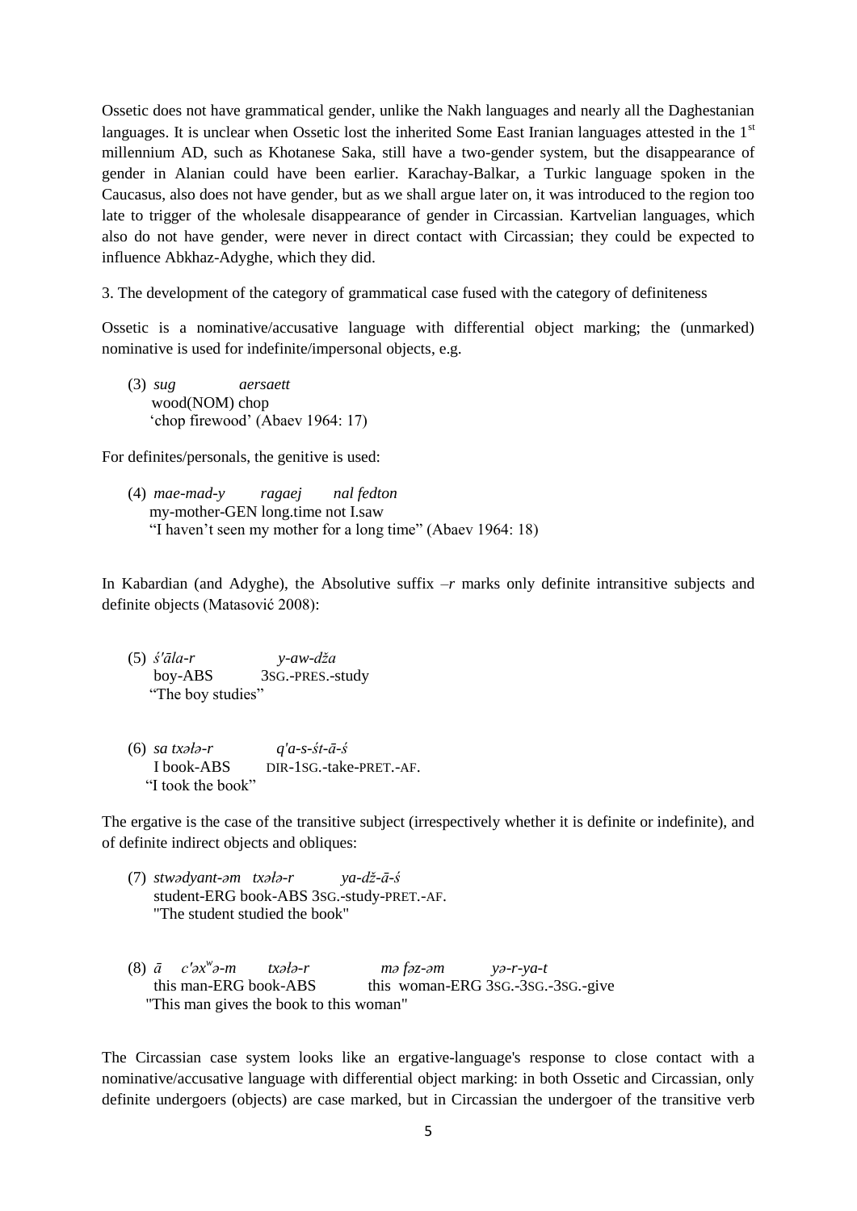Ossetic does not have grammatical gender, unlike the Nakh languages and nearly all the Daghestanian languages. It is unclear when Ossetic lost the inherited Some East Iranian languages attested in the 1st millennium AD, such as Khotanese Saka, still have a two-gender system, but the disappearance of gender in Alanian could have been earlier. Karachay-Balkar, a Turkic language spoken in the Caucasus, also does not have gender, but as we shall argue later on, it was introduced to the region too late to trigger of the wholesale disappearance of gender in Circassian. Kartvelian languages, which also do not have gender, were never in direct contact with Circassian; they could be expected to influence Abkhaz-Adyghe, which they did.

3. The development of the category of grammatical case fused with the category of definiteness

Ossetic is a nominative/accusative language with differential object marking; the (unmarked) nominative is used for indefinite/impersonal objects, e.g.

(3) *sug* *aersaett*
wood(NOM) chop
'chop firewood' (Abaev 1964: 17)

For definites/personals, the genitive is used:

(4) *mae-mad-y* *ragaej* *nal fedton*
my-mother-GEN long.time not I.saw
"I haven't seen my mother for a long time" (Abaev 1964: 18)

In Kabardian (and Adyghe), the Absolutive suffix *–r* marks only definite intransitive subjects and definite objects (Matasović 2008):

(5) *ś'āla-r* *y-aw-dža*
boy-ABS 3SG.-PRES.-study
"The boy studies"

(6) *sa txəłə-r* *q'a-s-śt-ā-ś*
I book-ABS DIR-1SG.-take-PRET.-AF.
"I took the book"

The ergative is the case of the transitive subject (irrespectively whether it is definite or indefinite), and of definite indirect objects and obliques:

(7) *stwədyant-əm txəłə-r* *ya-dž-ā-ś*
student-ERG book-ABS 3SG.-study-PRET.-AF.
"The student studied the book"

(8) *ā* *c'əxʷə-m* *txəłə-r* *mə fəz-əm* *yə-r-ya-t*
this man-ERG book-ABS this woman-ERG 3SG.-3SG.-3SG.-give
"This man gives the book to this woman"

The Circassian case system looks like an ergative-language's response to close contact with a nominative/accusative language with differential object marking: in both Ossetic and Circassian, only definite undergoers (objects) are case marked, but in Circassian the undergoer of the transitive verb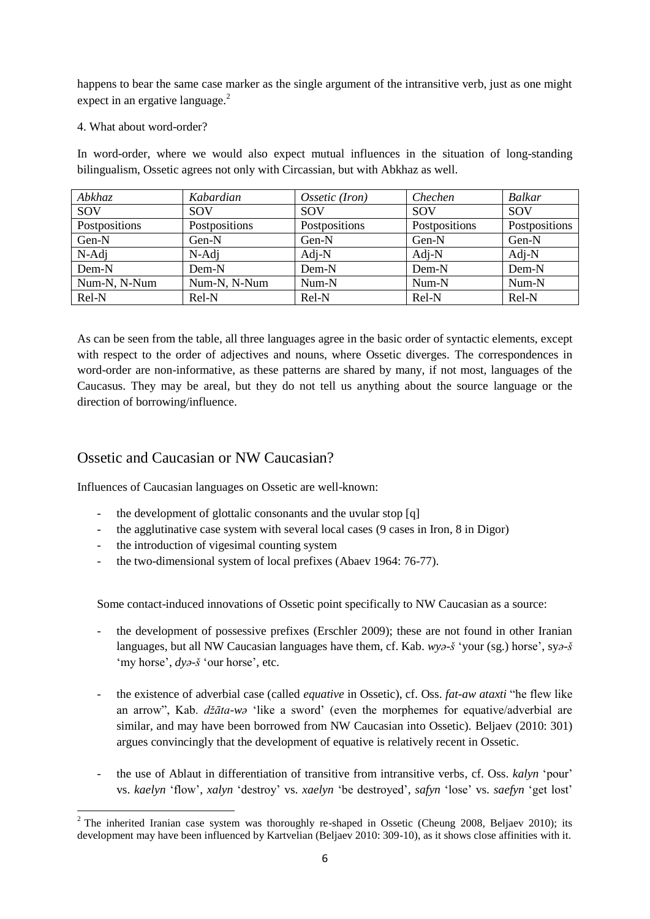happens to bear the same case marker as the single argument of the intransitive verb, just as one might expect in an ergative language.[2]

4. What about word-order?

In word-order, where we would also expect mutual influences in the situation of long-standing bilingualism, Ossetic agrees not only with Circassian, but with Abkhaz as well.

| *Abkhaz* | *Kabardian* | *Ossetic (Iron)* | *Chechen* | *Balkar* |
|---|---|---|---|---|
| SOV | SOV | SOV | SOV | SOV |
| Postpositions | Postpositions | Postpositions | Postpositions | Postpositions |
| Gen-N | Gen-N | Gen-N | Gen-N | Gen-N |
| N-Adj | N-Adj | Adj-N | Adj-N | Adj-N |
| Dem-N | Dem-N | Dem-N | Dem-N | Dem-N |
| Num-N, N-Num | Num-N, N-Num | Num-N | Num-N | Num-N |
| Rel-N | Rel-N | Rel-N | Rel-N | Rel-N |

As can be seen from the table, all three languages agree in the basic order of syntactic elements, except with respect to the order of adjectives and nouns, where Ossetic diverges. The correspondences in word-order are non-informative, as these patterns are shared by many, if not most, languages of the Caucasus. They may be areal, but they do not tell us anything about the source language or the direction of borrowing/influence.

## Ossetic and Caucasian or NW Caucasian?

Influences of Caucasian languages on Ossetic are well-known:

- the development of glottalic consonants and the uvular stop [q]
- the agglutinative case system with several local cases (9 cases in Iron, 8 in Digor)
- the introduction of vigesimal counting system
- the two-dimensional system of local prefixes (Abaev 1964: 76-77).

Some contact-induced innovations of Ossetic point specifically to NW Caucasian as a source:

- the development of possessive prefixes (Erschler 2009); these are not found in other Iranian languages, but all NW Caucasian languages have them, cf. Kab. *wyə-š* 'your (sg.) horse', sy*ə-š* 'my horse', *dyə-š* 'our horse', etc.

- the existence of adverbial case (called *equative* in Ossetic), cf. Oss. *fat-aw ataxti* "he flew like an arrow", Kab. *džāta-wə* 'like a sword' (even the morphemes for equative/adverbial are similar, and may have been borrowed from NW Caucasian into Ossetic). Beljaev (2010: 301) argues convincingly that the development of equative is relatively recent in Ossetic.

- the use of Ablaut in differentiation of transitive from intransitive verbs, cf. Oss. *kalyn* 'pour' vs. *kaelyn* 'flow', *xalyn* 'destroy' vs. *xaelyn* 'be destroyed', *safyn* 'lose' vs. *saefyn* 'get lost'

[2] The inherited Iranian case system was thoroughly re-shaped in Ossetic (Cheung 2008, Beljaev 2010); its development may have been influenced by Kartvelian (Beljaev 2010: 309-10), as it shows close affinities with it.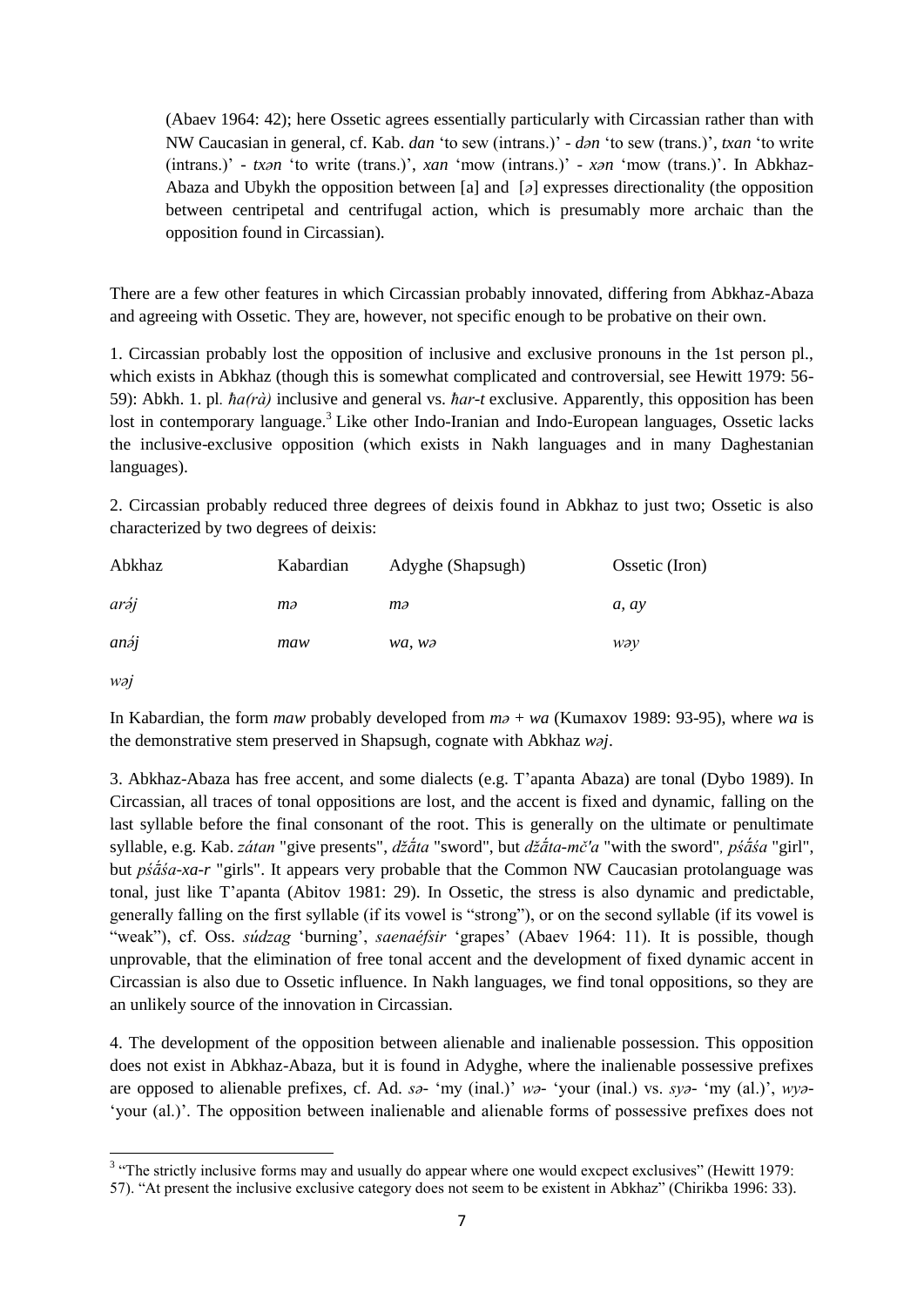(Abaev 1964: 42); here Ossetic agrees essentially particularly with Circassian rather than with NW Caucasian in general, cf. Kab. *dan* 'to sew (intrans.)' - *dən* 'to sew (trans.)', *txan* 'to write (intrans.)' - *txən* 'to write (trans.)', *xan* 'mow (intrans.)' - *xən* 'mow (trans.)'. In Abkhaz-Abaza and Ubykh the opposition between [a] and [ə] expresses directionality (the opposition between centripetal and centrifugal action, which is presumably more archaic than the opposition found in Circassian).

There are a few other features in which Circassian probably innovated, differing from Abkhaz-Abaza and agreeing with Ossetic. They are, however, not specific enough to be probative on their own.

1. Circassian probably lost the opposition of inclusive and exclusive pronouns in the 1st person pl., which exists in Abkhaz (though this is somewhat complicated and controversial, see Hewitt 1979: 56-59): Abkh. 1. pl. *ħa(rà)* inclusive and general vs. *ħar-t* exclusive. Apparently, this opposition has been lost in contemporary language.[3] Like other Indo-Iranian and Indo-European languages, Ossetic lacks the inclusive-exclusive opposition (which exists in Nakh languages and in many Daghestanian languages).

2. Circassian probably reduced three degrees of deixis found in Abkhaz to just two; Ossetic is also characterized by two degrees of deixis:

| Abkhaz | Kabardian | Adyghe (Shapsugh) | Ossetic (Iron) |
|---|---|---|---|
| *arə́j* | *mə* | *mə* | *a, ay* |
| *anə́j* | *maw* | *wa, wə* | *wəy* |
| *wəj* | | | |

In Kabardian, the form *maw* probably developed from *mə* + *wa* (Kumaxov 1989: 93-95), where *wa* is the demonstrative stem preserved in Shapsugh, cognate with Abkhaz *wəj*.

3. Abkhaz-Abaza has free accent, and some dialects (e.g. T'apanta Abaza) are tonal (Dybo 1989). In Circassian, all traces of tonal oppositions are lost, and the accent is fixed and dynamic, falling on the last syllable before the final consonant of the root. This is generally on the ultimate or penultimate syllable, e.g. Kab. *zátan* "give presents", *džā́ta* "sword", but *džā́ta-mč'a* "with the sword", *pśā́śa* "girl", but *pśā́śa-xa-r* "girls". It appears very probable that the Common NW Caucasian protolanguage was tonal, just like T'apanta (Abitov 1981: 29). In Ossetic, the stress is also dynamic and predictable, generally falling on the first syllable (if its vowel is "strong"), or on the second syllable (if its vowel is "weak"), cf. Oss. *súdzag* 'burning', *saenaéfsir* 'grapes' (Abaev 1964: 11). It is possible, though unprovable, that the elimination of free tonal accent and the development of fixed dynamic accent in Circassian is also due to Ossetic influence. In Nakh languages, we find tonal oppositions, so they are an unlikely source of the innovation in Circassian.

4. The development of the opposition between alienable and inalienable possession. This opposition does not exist in Abkhaz-Abaza, but it is found in Adyghe, where the inalienable possessive prefixes are opposed to alienable prefixes, cf. Ad. *sə-* 'my (inal.)' *wə-* 'your (inal.) vs. *syə-* 'my (al.)', *wyə-* 'your (al.)'. The opposition between inalienable and alienable forms of possessive prefixes does not

[3] "The strictly inclusive forms may and usually do appear where one would excpect exclusives" (Hewitt 1979: 57). "At present the inclusive exclusive category does not seem to be existent in Abkhaz" (Chirikba 1996: 33).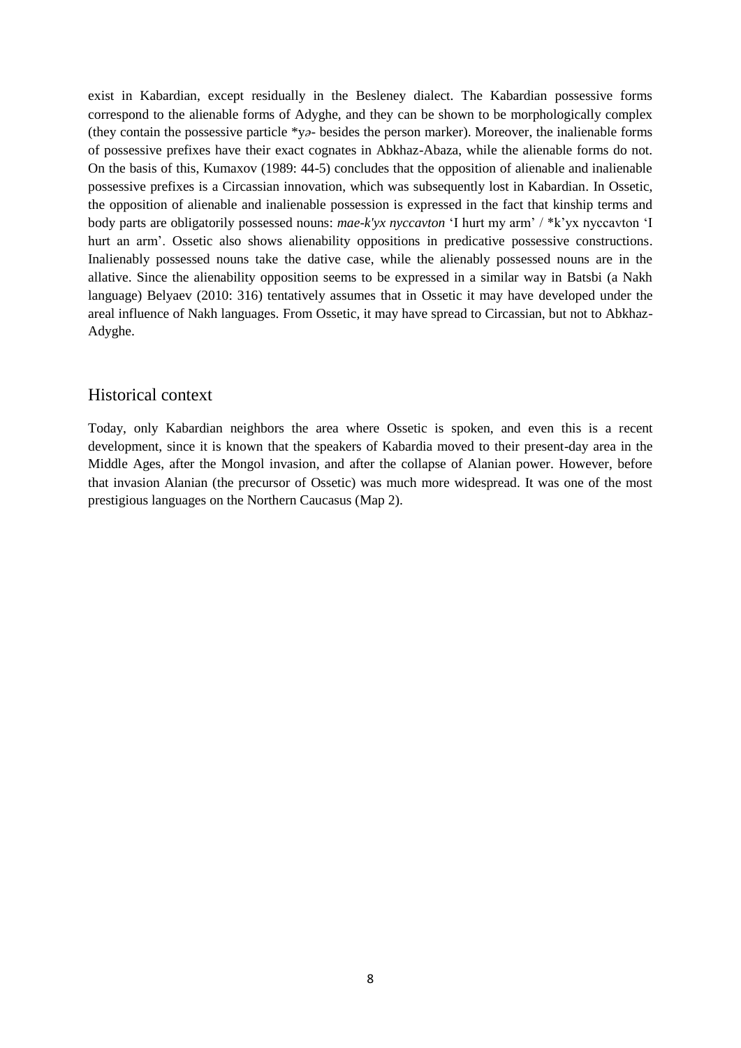exist in Kabardian, except residually in the Besleney dialect. The Kabardian possessive forms correspond to the alienable forms of Adyghe, and they can be shown to be morphologically complex (they contain the possessive particle *yə- besides the person marker). Moreover, the inalienable forms of possessive prefixes have their exact cognates in Abkhaz-Abaza, while the alienable forms do not. On the basis of this, Kumaxov (1989: 44-5) concludes that the opposition of alienable and inalienable possessive prefixes is a Circassian innovation, which was subsequently lost in Kabardian. In Ossetic, the opposition of alienable and inalienable possession is expressed in the fact that kinship terms and body parts are obligatorily possessed nouns: *mae-k'yx nyccavton* 'I hurt my arm' / *k'yx nyccavton 'I hurt an arm'. Ossetic also shows alienability oppositions in predicative possessive constructions. Inalienably possessed nouns take the dative case, while the alienably possessed nouns are in the allative. Since the alienability opposition seems to be expressed in a similar way in Batsbi (a Nakh language) Belyaev (2010: 316) tentatively assumes that in Ossetic it may have developed under the areal influence of Nakh languages. From Ossetic, it may have spread to Circassian, but not to Abkhaz-Adyghe.

## Historical context

Today, only Kabardian neighbors the area where Ossetic is spoken, and even this is a recent development, since it is known that the speakers of Kabardia moved to their present-day area in the Middle Ages, after the Mongol invasion, and after the collapse of Alanian power. However, before that invasion Alanian (the precursor of Ossetic) was much more widespread. It was one of the most prestigious languages on the Northern Caucasus (Map 2).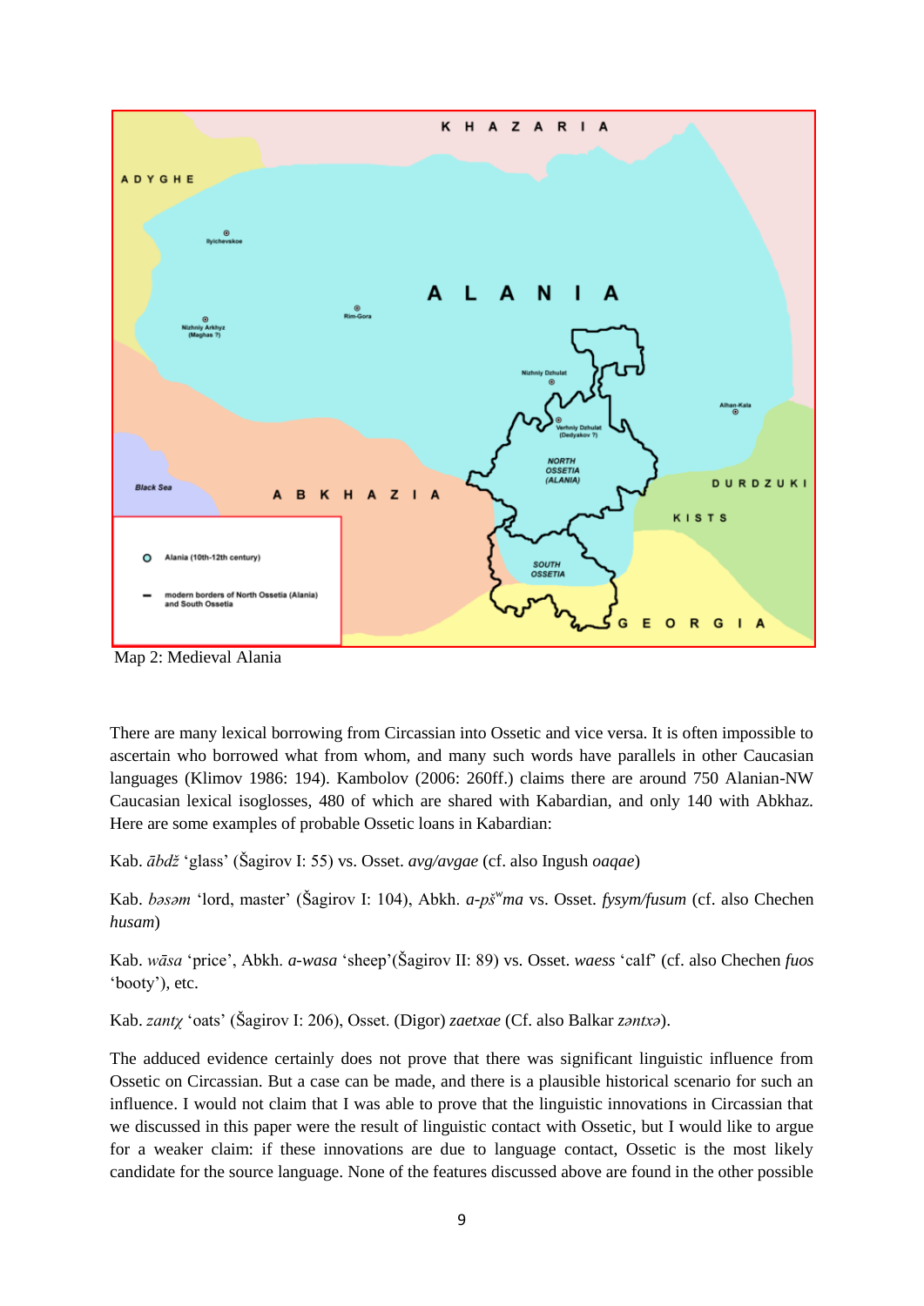Map 2: Medieval Alania

There are many lexical borrowing from Circassian into Ossetic and vice versa. It is often impossible to ascertain who borrowed what from whom, and many such words have parallels in other Caucasian languages (Klimov 1986: 194). Kambolov (2006: 260ff.) claims there are around 750 Alanian-NW Caucasian lexical isoglosses, 480 of which are shared with Kabardian, and only 140 with Abkhaz. Here are some examples of probable Ossetic loans in Kabardian:

Kab. *ābdž* 'glass' (Šagirov I: 55) vs. Osset. *avg/avgae* (cf. also Ingush *oaqae*)

Kab. *bəsəm* 'lord, master' (Šagirov I: 104), Abkh. *a-pš$^{w}$ma* vs. Osset. *fysym/fusum* (cf. also Chechen *husam*)

Kab. *wāsa* 'price', Abkh. *a-wasa* 'sheep'(Šagirov II: 89) vs. Osset. *waess* 'calf' (cf. also Chechen *fuos* 'booty'), etc.

Kab. *zantχ* 'oats' (Šagirov I: 206), Osset. (Digor) *zaetxae* (Cf. also Balkar *zəntxə*).

The adduced evidence certainly does not prove that there was significant linguistic influence from Ossetic on Circassian. But a case can be made, and there is a plausible historical scenario for such an influence. I would not claim that I was able to prove that the linguistic innovations in Circassian that we discussed in this paper were the result of linguistic contact with Ossetic, but I would like to argue for a weaker claim: if these innovations are due to language contact, Ossetic is the most likely candidate for the source language. None of the features discussed above are found in the other possible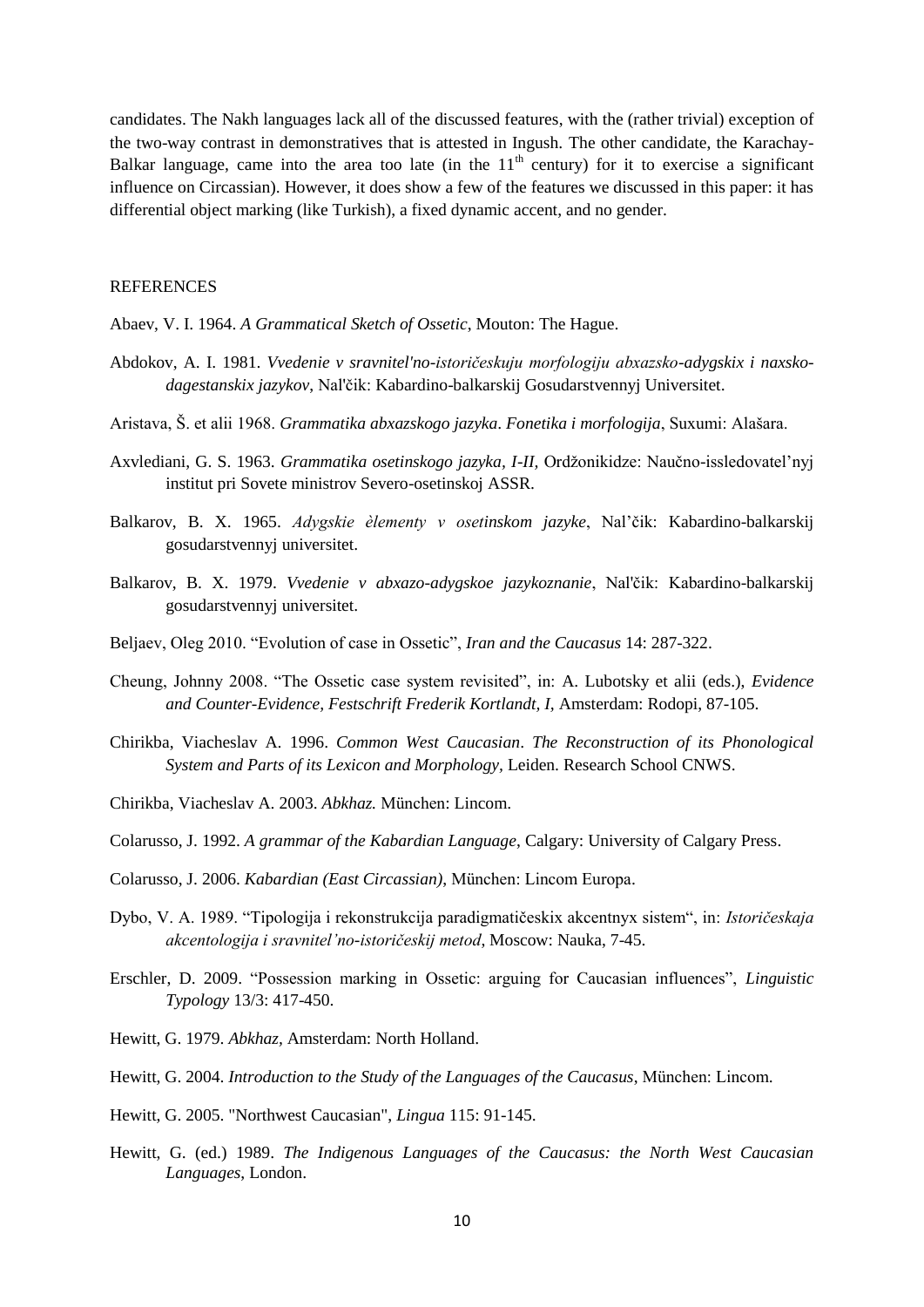candidates. The Nakh languages lack all of the discussed features, with the (rather trivial) exception of the two-way contrast in demonstratives that is attested in Ingush. The other candidate, the Karachay-Balkar language, came into the area too late (in the 11th century) for it to exercise a significant influence on Circassian). However, it does show a few of the features we discussed in this paper: it has differential object marking (like Turkish), a fixed dynamic accent, and no gender.

## REFERENCES

Abaev, V. I. 1964. *A Grammatical Sketch of Ossetic*, Mouton: The Hague.

Abdokov, A. I. 1981. *Vvedenie v sravnitel'no-istoričeskuju morfologiju abxazsko-adygskix i naxsko-dagestanskix jazykov*, Nal'čik: Kabardino-balkarskij Gosudarstvennyj Universitet.

Aristava, Š. et alii 1968. *Grammatika abxazskogo jazyka*. *Fonetika i morfologija*, Suxumi: Alašara.

Axvlediani, G. S. 1963. *Grammatika osetinskogo jazyka, I-II*, Ordžonikidze: Naučno-issledovatel'nyj institut pri Sovete ministrov Severo-osetinskoj ASSR.

Balkarov, B. X. 1965. *Adygskie èlementy v osetinskom jazyke*, Nal'čik: Kabardino-balkarskij gosudarstvennyj universitet.

Balkarov, B. X. 1979. *Vvedenie v abxazo-adygskoe jazykoznanie*, Nal'čik: Kabardino-balkarskij gosudarstvennyj universitet.

Beljaev, Oleg 2010. "Evolution of case in Ossetic", *Iran and the Caucasus* 14: 287-322.

Cheung, Johnny 2008. "The Ossetic case system revisited", in: A. Lubotsky et alii (eds.), *Evidence and Counter-Evidence, Festschrift Frederik Kortlandt, I,* Amsterdam: Rodopi, 87-105.

Chirikba, Viacheslav A. 1996. *Common West Caucasian*. *The Reconstruction of its Phonological System and Parts of its Lexicon and Morphology*, Leiden. Research School CNWS.

Chirikba, Viacheslav A. 2003. *Abkhaz.* München: Lincom.

Colarusso, J. 1992. *A grammar of the Kabardian Language*, Calgary: University of Calgary Press.

Colarusso, J. 2006. *Kabardian (East Circassian)*, München: Lincom Europa.

Dybo, V. A. 1989. "Tipologija i rekonstrukcija paradigmatičeskix akcentnyx sistem", in: *Istoričeskaja akcentologija i sravnitel'no-istoričeskij metod*, Moscow: Nauka, 7-45.

Erschler, D. 2009. "Possession marking in Ossetic: arguing for Caucasian influences", *Linguistic Typology* 13/3: 417-450.

Hewitt, G. 1979. *Abkhaz*, Amsterdam: North Holland.

Hewitt, G. 2004. *Introduction to the Study of the Languages of the Caucasus*, München: Lincom.

Hewitt, G. 2005. "Northwest Caucasian", *Lingua* 115: 91-145.

Hewitt, G. (ed.) 1989. *The Indigenous Languages of the Caucasus: the North West Caucasian Languages*, London.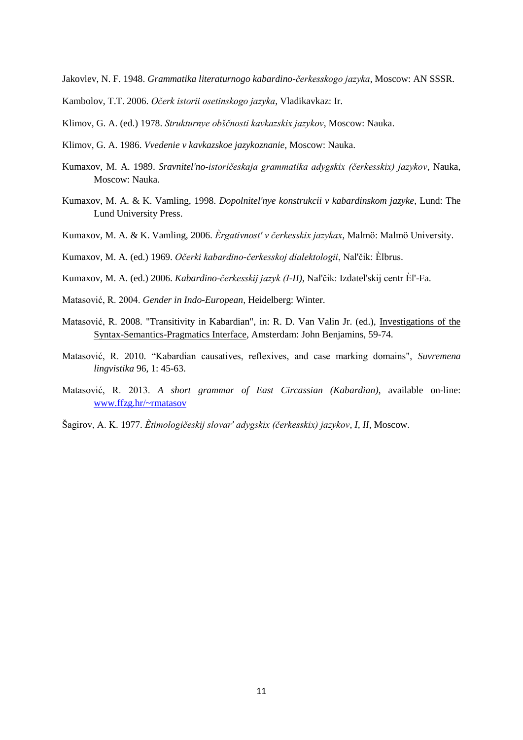Jakovlev, N. F. 1948. *Grammatika literaturnogo kabardino-čerkesskogo jazyka*, Moscow: AN SSSR.

Kambolov, T.T. 2006. *Očerk istorii osetinskogo jazyka*, Vladikavkaz: Ir.

Klimov, G. A. (ed.) 1978. *Strukturnye obščnosti kavkazskix jazykov*, Moscow: Nauka.

Klimov, G. A. 1986. *Vvedenie v kavkazskoe jazykoznanie*, Moscow: Nauka.

Kumaxov, M. A. 1989. *Sravnitel'no-istoričeskaja grammatika adygskix (čerkesskix) jazykov*, Nauka, Moscow: Nauka.

Kumaxov, M. A. & K. Vamling, 1998. *Dopolnitel'nye konstrukcii v kabardinskom jazyke*, Lund: The Lund University Press.

Kumaxov, M. A. & K. Vamling, 2006. *Èrgativnost' v čerkesskix jazykax*, Malmö: Malmö University.

Kumaxov, M. A. (ed.) 1969. *Očerki kabardino-čerkesskoj dialektologii*, Nal'čik: Èlbrus.

Kumaxov, M. A. (ed.) 2006. *Kabardino-čerkesskij jazyk (I-II)*, Nal'čik: Izdatel'skij centr Èl'-Fa.

Matasović, R. 2004. *Gender in Indo-European*, Heidelberg: Winter.

Matasović, R. 2008. "Transitivity in Kabardian", in: R. D. Van Valin Jr. (ed.), Investigations of the Syntax-Semantics-Pragmatics Interface, Amsterdam: John Benjamins, 59-74.

Matasović, R. 2010. "Kabardian causatives, reflexives, and case marking domains", *Suvremena lingvistika* 96, 1: 45-63.

Matasović, R. 2013. *A short grammar of East Circassian (Kabardian)*, available on-line: www.ffzg.hr/~rmatasov

Šagirov, A. K. 1977. *Ètimologičeskij slovar' adygskix (čerkesskix) jazykov*, *I*, *II*, Moscow.